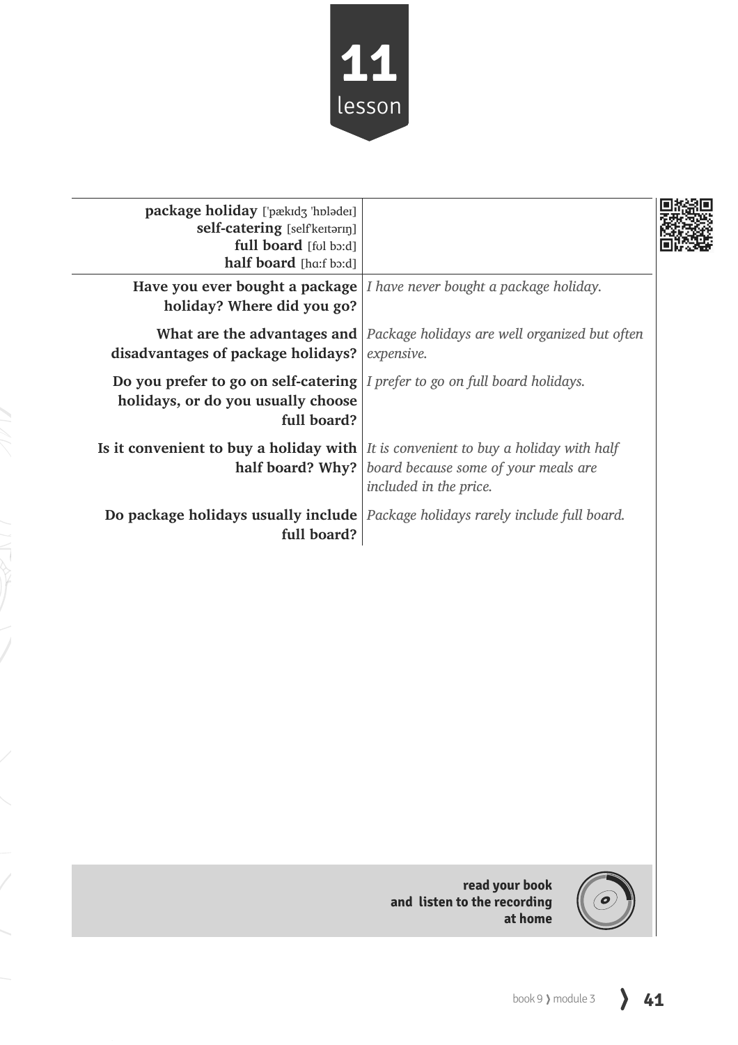# 11 lesson

| | |
|---|---|
| **package holiday** ['pækɪdʒ 'hɒlədeɪ]<br>**self-catering** [self'keɪtərɪŋ]<br>**full board** [fʊl bɔ:d]<br>**half board** [hɑ:f bɔ:d] | |
| **Have you ever bought a package holiday? Where did you go?** | *I have never bought a package holiday.* |
| **What are the advantages and disadvantages of package holidays?** | *Package holidays are well organized but often expensive.* |
| **Do you prefer to go on self-catering holidays, or do you usually choose full board?** | *I prefer to go on full board holidays.* |
| **Is it convenient to buy a holiday with half board? Why?** | *It is convenient to buy a holiday with half board because some of your meals are included in the price.* |
| **Do package holidays usually include full board?** | *Package holidays rarely include full board.* |

**read your book and listen to the recording at home**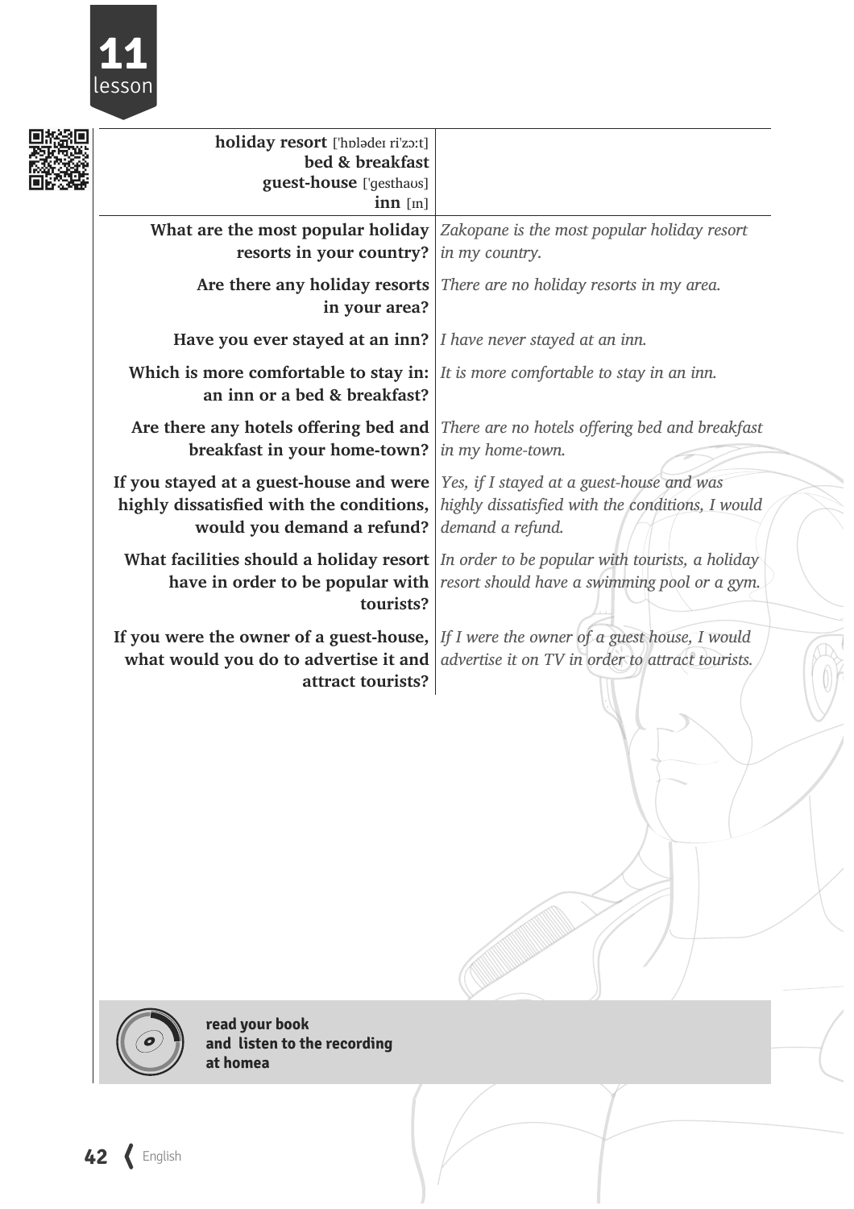# 11 lesson

| **holiday resort** [ˈhɒlədeɪ riˈzɔ:t]<br>**bed & breakfast**<br>**guest-house** [ˈgesthaʊs]<br>**inn** [ɪn] | |
|---|---|
| **What are the most popular holiday resorts in your country?** | *Zakopane is the most popular holiday resort in my country.* |
| **Are there any holiday resorts in your area?** | *There are no holiday resorts in my area.* |
| **Have you ever stayed at an inn?** | *I have never stayed at an inn.* |
| **Which is more comfortable to stay in: an inn or a bed & breakfast?** | *It is more comfortable to stay in an inn.* |
| **Are there any hotels offering bed and breakfast in your home-town?** | *There are no hotels offering bed and breakfast in my home-town.* |
| **If you stayed at a guest-house and were highly dissatisfied with the conditions, would you demand a refund?** | *Yes, if I stayed at a guest-house and was highly dissatisfied with the conditions, I would demand a refund.* |
| **What facilities should a holiday resort have in order to be popular with tourists?** | *In order to be popular with tourists, a holiday resort should have a swimming pool or a gym.* |
| **If you were the owner of a guest-house, what would you do to advertise it and attract tourists?** | *If I were the owner of a guest house, I would advertise it on TV in order to attract tourists.* |

**read your book**
**and listen to the recording**
**at homea**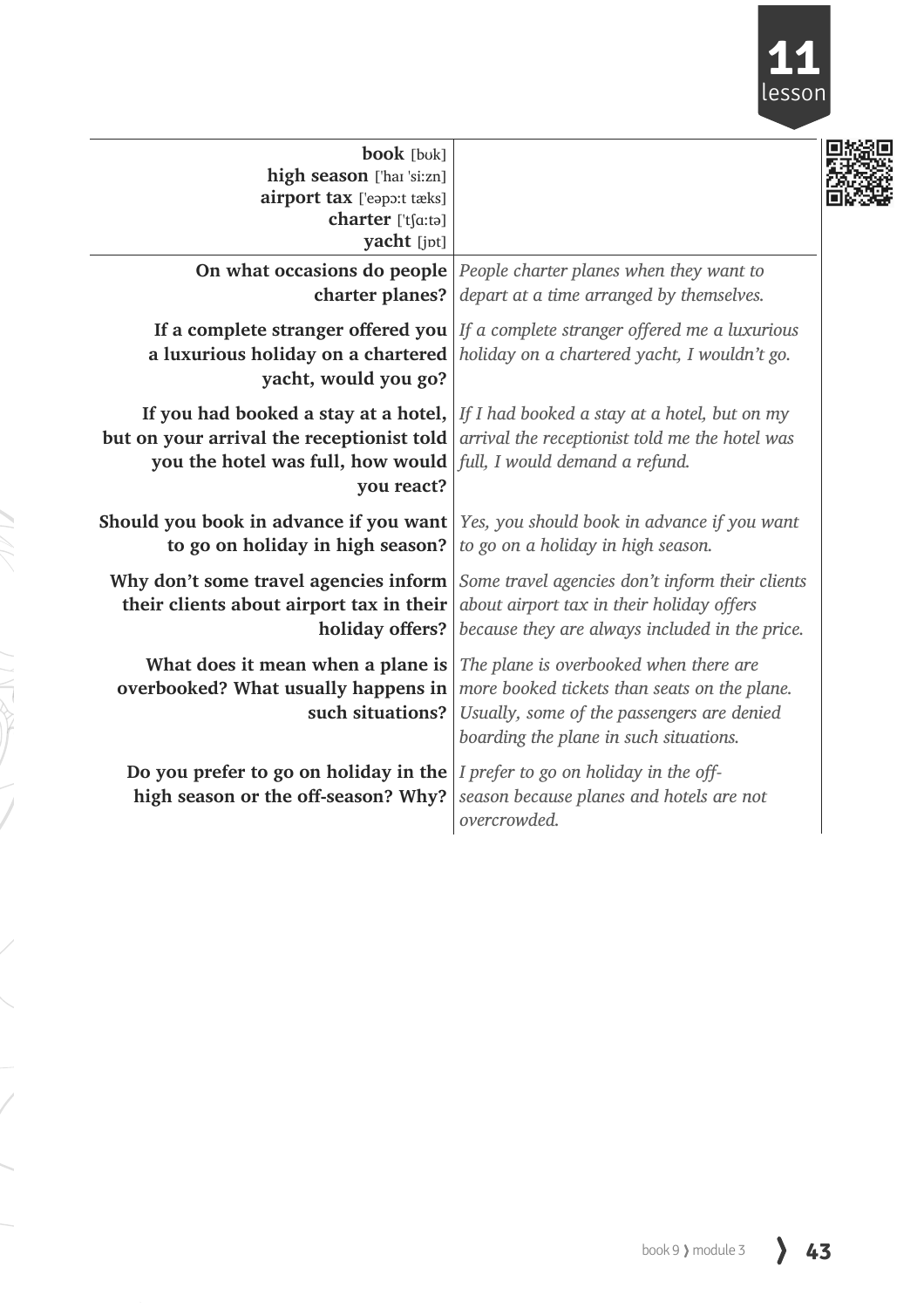# 11 lesson

| **book** [bʊk]<br>**high season** ['haɪ 'siːzn]<br>**airport tax** ['eəpɔːt tæks]<br>**charter** ['tʃɑːtə]<br>**yacht** [jɒt] | |
|---|---|
| **On what occasions do people charter planes?** | *People charter planes when they want to depart at a time arranged by themselves.* |
| **If a complete stranger offered you a luxurious holiday on a chartered yacht, would you go?** | *If a complete stranger offered me a luxurious holiday on a chartered yacht, I wouldn't go.* |
| **If you had booked a stay at a hotel, but on your arrival the receptionist told you the hotel was full, how would you react?** | *If I had booked a stay at a hotel, but on my arrival the receptionist told me the hotel was full, I would demand a refund.* |
| **Should you book in advance if you want to go on holiday in high season?** | *Yes, you should book in advance if you want to go on a holiday in high season.* |
| **Why don't some travel agencies inform their clients about airport tax in their holiday offers?** | *Some travel agencies don't inform their clients about airport tax in their holiday offers because they are always included in the price.* |
| **What does it mean when a plane is overbooked? What usually happens in such situations?** | *The plane is overbooked when there are more booked tickets than seats on the plane. Usually, some of the passengers are denied boarding the plane in such situations.* |
| **Do you prefer to go on holiday in the high season or the off-season? Why?** | *I prefer to go on holiday in the off-season because planes and hotels are not overcrowded.* |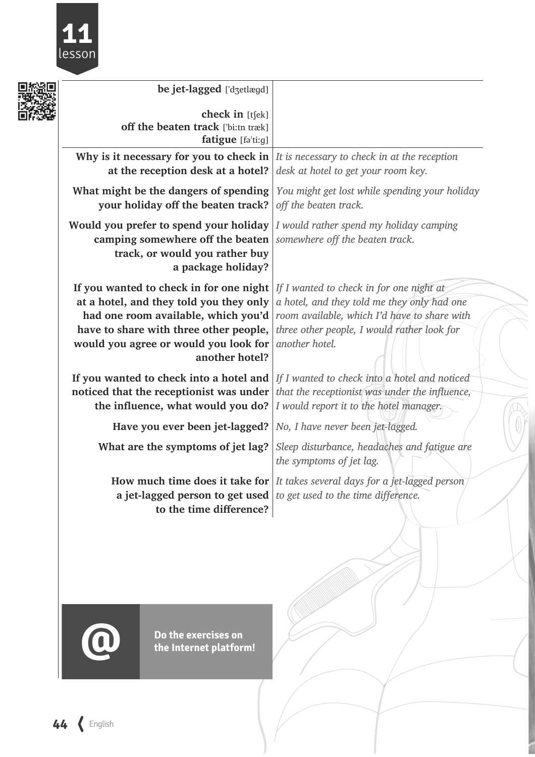# 11 lesson

| | |
|---|---|
| **be jet-lagged** ['dʒetlægd] | |
| **check in** [tʃek] | |
| **off the beaten track** ['bi:tn træk] | |
| **fatigue** [fə'ti:g] | |
| **Why is it necessary for you to check in at the reception desk at a hotel?** | *It is necessary to check in at the reception desk at hotel to get your room key.* |
| **What might be the dangers of spending your holiday off the beaten track?** | *You might get lost while spending your holiday off the beaten track.* |
| **Would you prefer to spend your holiday camping somewhere off the beaten track, or would you rather buy a package holiday?** | *I would rather spend my holiday camping somewhere off the beaten track.* |
| **If you wanted to check in for one night at a hotel, and they told you they only had one room available, which you'd have to share with three other people, would you agree or would you look for another hotel?** | *If I wanted to check in for one night at a hotel, and they told me they only had one room available, which I'd have to share with three other people, I would rather look for another hotel.* |
| **If you wanted to check into a hotel and noticed that the receptionist was under the influence, what would you do?** | *If I wanted to check into a hotel and noticed that the receptionist was under the influence, I would report it to the hotel manager.* |
| **Have you ever been jet-lagged?** | *No, I have never been jet-lagged.* |
| **What are the symptoms of jet lag?** | *Sleep disturbance, headaches and fatigue are the symptoms of jet lag.* |
| **How much time does it take for a jet-lagged person to get used to the time difference?** | *It takes several days for a jet-lagged person to get used to the time difference.* |

@ **Do the exercises on the Internet platform!**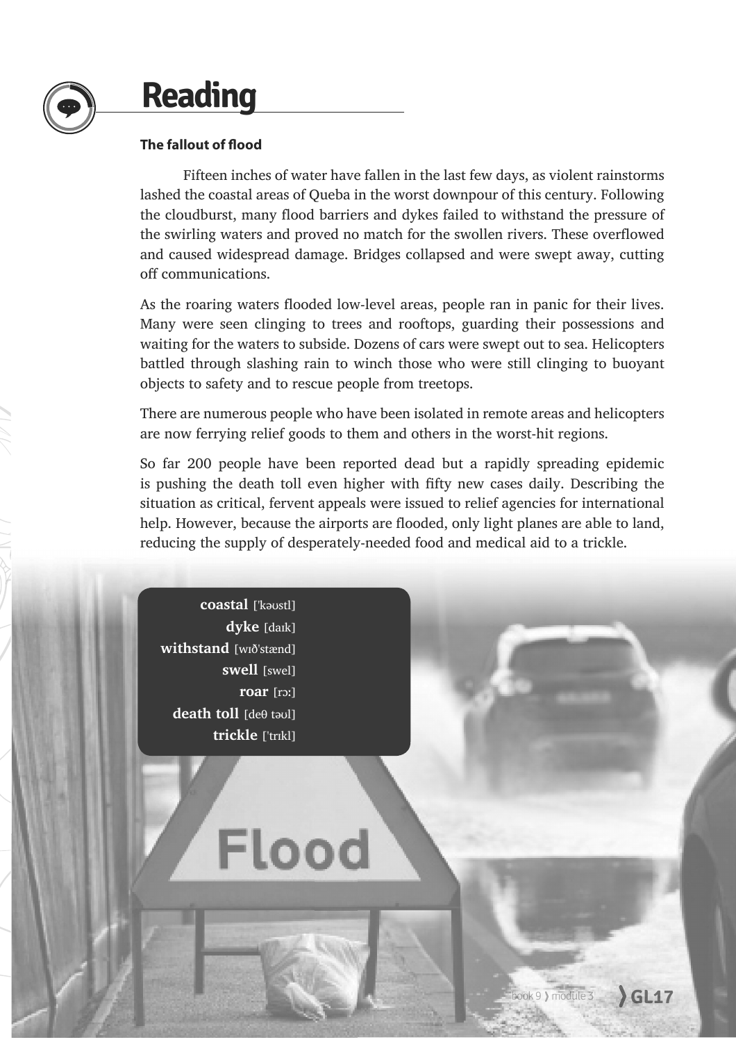# Reading

**The fallout of flood**

Fifteen inches of water have fallen in the last few days, as violent rainstorms lashed the coastal areas of Queba in the worst downpour of this century. Following the cloudburst, many flood barriers and dykes failed to withstand the pressure of the swirling waters and proved no match for the swollen rivers. These overflowed and caused widespread damage. Bridges collapsed and were swept away, cutting off communications.

As the roaring waters flooded low-level areas, people ran in panic for their lives. Many were seen clinging to trees and rooftops, guarding their possessions and waiting for the waters to subside. Dozens of cars were swept out to sea. Helicopters battled through slashing rain to winch those who were still clinging to buoyant objects to safety and to rescue people from treetops.

There are numerous people who have been isolated in remote areas and helicopters are now ferrying relief goods to them and others in the worst-hit regions.

So far 200 people have been reported dead but a rapidly spreading epidemic is pushing the death toll even higher with fifty new cases daily. Describing the situation as critical, fervent appeals were issued to relief agencies for international help. However, because the airports are flooded, only light planes are able to land, reducing the supply of desperately-needed food and medical aid to a trickle.

**coastal** ['kəʊstl]
**dyke** [daɪk]
**withstand** [wɪð'stænd]
**swell** [swel]
**roar** [rɔː]
**death toll** [deθ təʊl]
**trickle** ['trɪkl]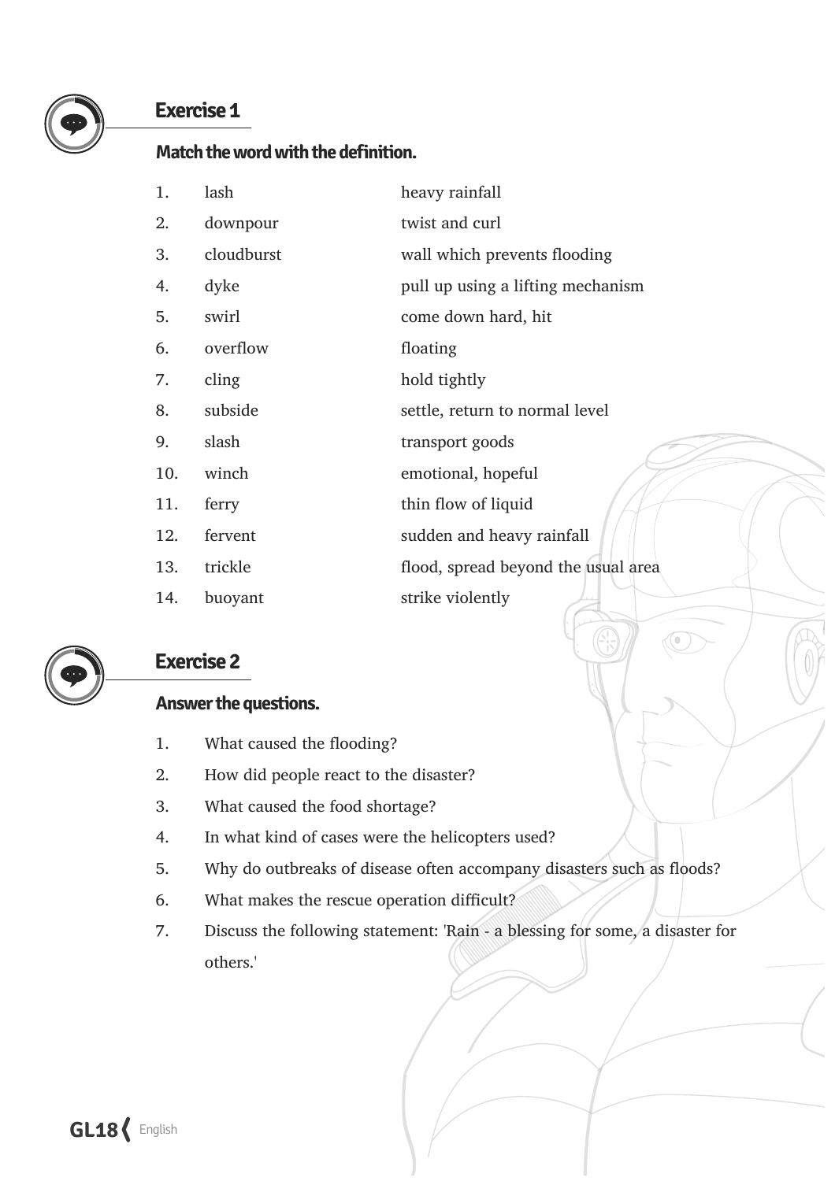## Exercise 1

**Match the word with the definition.**

| | | |
|---|---|---|
| 1. | lash | heavy rainfall |
| 2. | downpour | twist and curl |
| 3. | cloudburst | wall which prevents flooding |
| 4. | dyke | pull up using a lifting mechanism |
| 5. | swirl | come down hard, hit |
| 6. | overflow | floating |
| 7. | cling | hold tightly |
| 8. | subside | settle, return to normal level |
| 9. | slash | transport goods |
| 10. | winch | emotional, hopeful |
| 11. | ferry | thin flow of liquid |
| 12. | fervent | sudden and heavy rainfall |
| 13. | trickle | flood, spread beyond the usual area |
| 14. | buoyant | strike violently |

## Exercise 2

**Answer the questions.**

1. What caused the flooding?
2. How did people react to the disaster?
3. What caused the food shortage?
4. In what kind of cases were the helicopters used?
5. Why do outbreaks of disease often accompany disasters such as floods?
6. What makes the rescue operation difficult?
7. Discuss the following statement: 'Rain - a blessing for some, a disaster for others.'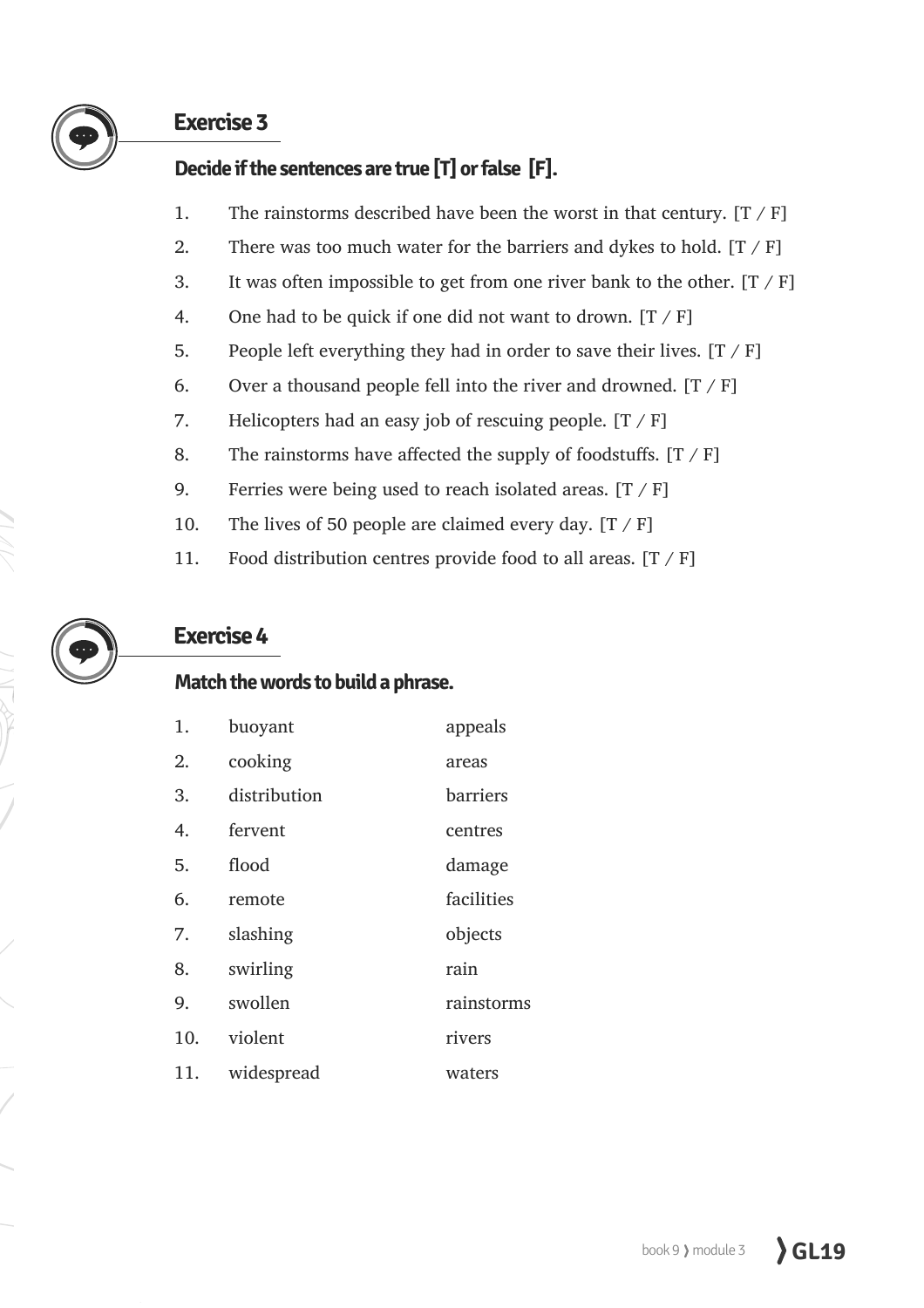## Exercise 3

**Decide if the sentences are true [T] or false [F].**

1. The rainstorms described have been the worst in that century. [T / F]
2. There was too much water for the barriers and dykes to hold. [T / F]
3. It was often impossible to get from one river bank to the other. [T / F]
4. One had to be quick if one did not want to drown. [T / F]
5. People left everything they had in order to save their lives. [T / F]
6. Over a thousand people fell into the river and drowned. [T / F]
7. Helicopters had an easy job of rescuing people. [T / F]
8. The rainstorms have affected the supply of foodstuffs. [T / F]
9. Ferries were being used to reach isolated areas. [T / F]
10. The lives of 50 people are claimed every day. [T / F]
11. Food distribution centres provide food to all areas. [T / F]

## Exercise 4

**Match the words to build a phrase.**

| | | |
|---|---|---|
| 1. | buoyant | appeals |
| 2. | cooking | areas |
| 3. | distribution | barriers |
| 4. | fervent | centres |
| 5. | flood | damage |
| 6. | remote | facilities |
| 7. | slashing | objects |
| 8. | swirling | rain |
| 9. | swollen | rainstorms |
| 10. | violent | rivers |
| 11. | widespread | waters |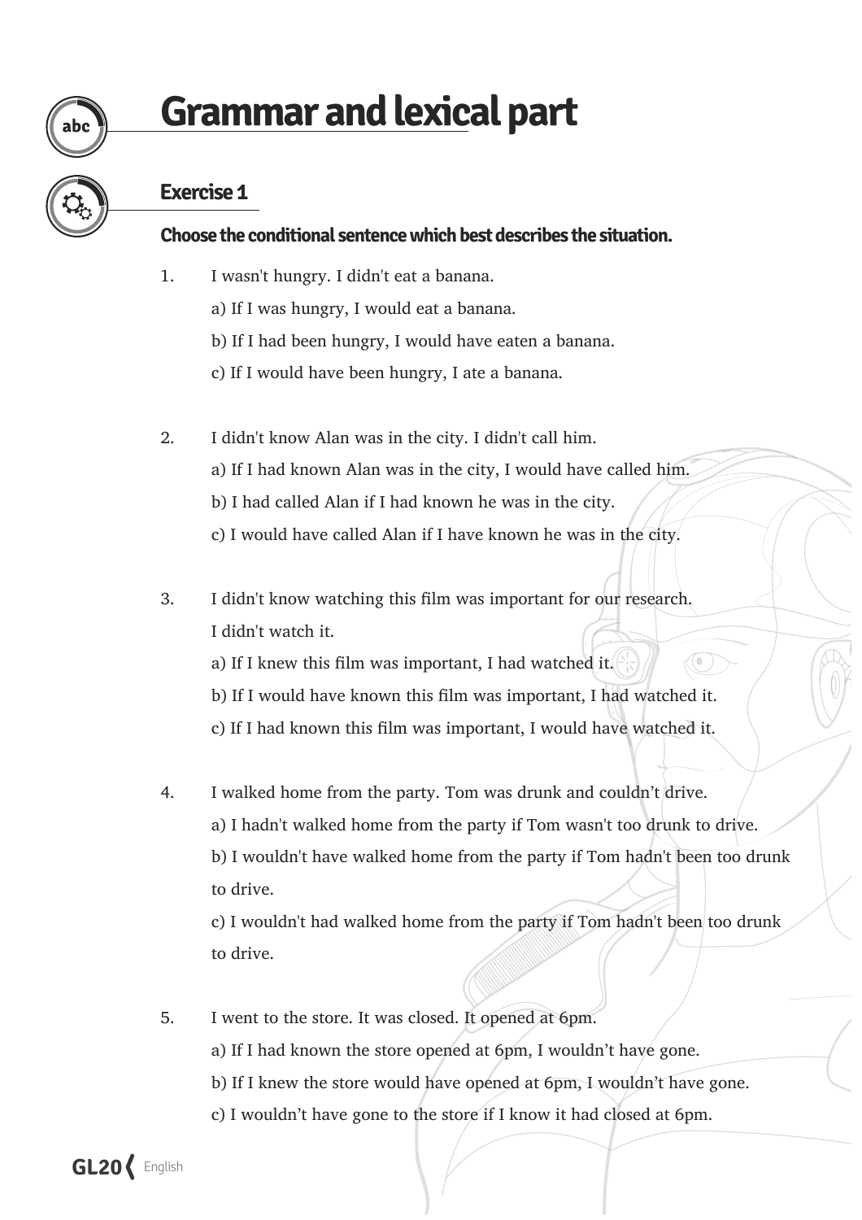# Grammar and lexical part

## Exercise 1

**Choose the conditional sentence which best describes the situation.**

1. I wasn't hungry. I didn't eat a banana.
   a) If I was hungry, I would eat a banana.
   b) If I had been hungry, I would have eaten a banana.
   c) If I would have been hungry, I ate a banana.

2. I didn't know Alan was in the city. I didn't call him.
   a) If I had known Alan was in the city, I would have called him.
   b) I had called Alan if I had known he was in the city.
   c) I would have called Alan if I have known he was in the city.

3. I didn't know watching this film was important for our research. I didn't watch it.
   a) If I knew this film was important, I had watched it.
   b) If I would have known this film was important, I had watched it.
   c) If I had known this film was important, I would have watched it.

4. I walked home from the party. Tom was drunk and couldn't drive.
   a) I hadn't walked home from the party if Tom wasn't too drunk to drive.
   b) I wouldn't have walked home from the party if Tom hadn't been too drunk to drive.
   c) I wouldn't had walked home from the party if Tom hadn't been too drunk to drive.

5. I went to the store. It was closed. It opened at 6pm.
   a) If I had known the store opened at 6pm, I wouldn't have gone.
   b) If I knew the store would have opened at 6pm, I wouldn't have gone.
   c) I wouldn't have gone to the store if I know it had closed at 6pm.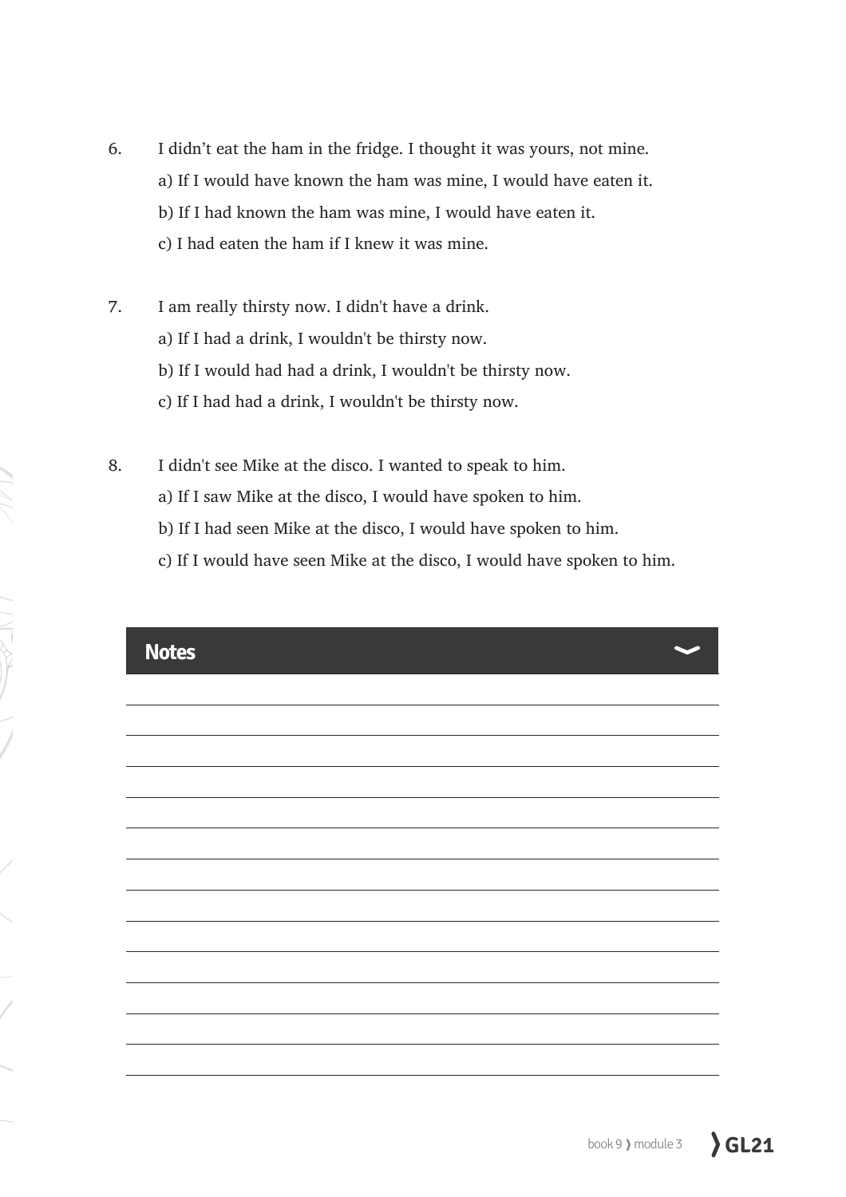6. I didn't eat the ham in the fridge. I thought it was yours, not mine.

   a) If I would have known the ham was mine, I would have eaten it.

   b) If I had known the ham was mine, I would have eaten it.

   c) I had eaten the ham if I knew it was mine.

7. I am really thirsty now. I didn't have a drink.

   a) If I had a drink, I wouldn't be thirsty now.

   b) If I would had had a drink, I wouldn't be thirsty now.

   c) If I had had a drink, I wouldn't be thirsty now.

8. I didn't see Mike at the disco. I wanted to speak to him.

   a) If I saw Mike at the disco, I would have spoken to him.

   b) If I had seen Mike at the disco, I would have spoken to him.

   c) If I would have seen Mike at the disco, I would have spoken to him.

## Notes